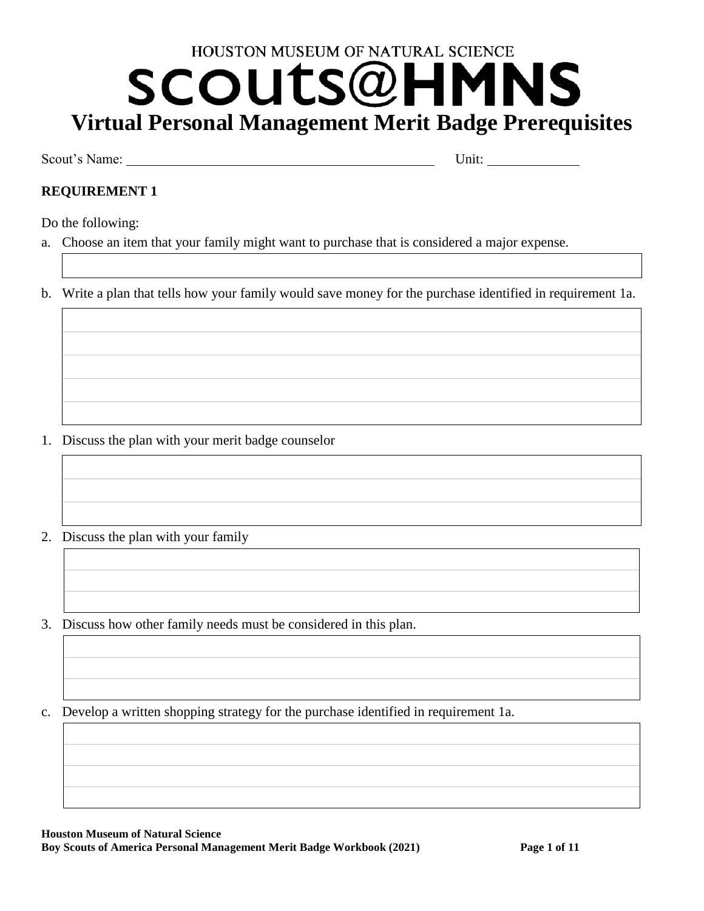HOUSTON MUSEUM OF NATURAL SCIENCE

# SCOUTS@HMNS

# Virtual Personal Management Merit Badge Prerequisites

Scout's Name: ______________________________ Unit: __________

## REQUIREMENT 1

Do the following:

a. Choose an item that your family might want to purchase that is considered a major expense.

b. Write a plan that tells how your family would save money for the purchase identified in requirement 1a.

1. Discuss the plan with your merit badge counselor
2. Discuss the plan with your family
3. Discuss how other family needs must be considered in this plan.

c. Develop a written shopping strategy for the purchase identified in requirement 1a.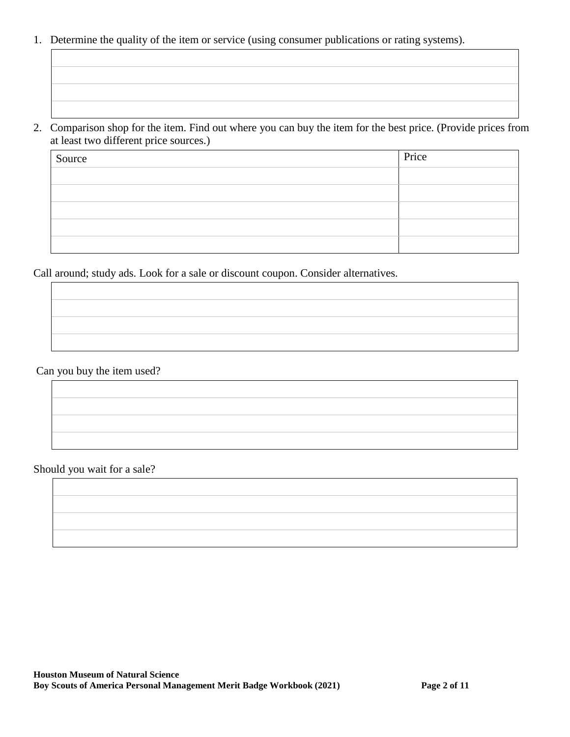1. Determine the quality of the item or service (using consumer publications or rating systems).

| |
|---|
| |
| |
| |
| |

2. Comparison shop for the item. Find out where you can buy the item for the best price. (Provide prices from at least two different price sources.)

| Source | Price |
|---|---|
| | |
| | |
| | |
| | |
| | |

Call around; study ads. Look for a sale or discount coupon. Consider alternatives.

| |
|---|
| |
| |
| |
| |

Can you buy the item used?

| |
|---|
| |
| |
| |
| |

Should you wait for a sale?

| |
|---|
| |
| |
| |
| |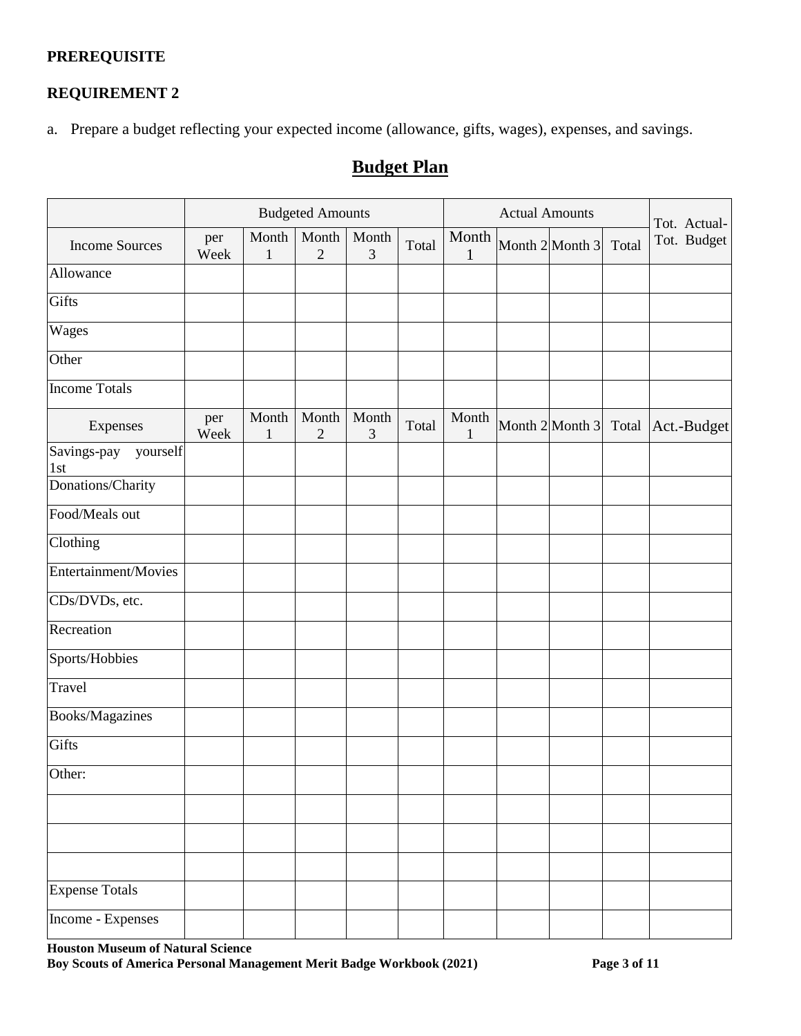**PREREQUISITE**

**REQUIREMENT 2**

a. Prepare a budget reflecting your expected income (allowance, gifts, wages), expenses, and savings.

## Budget Plan

| | Budgeted Amounts | | | | | Actual Amounts | | | | Tot. Actual- Tot. Budget |
|---|---|---|---|---|---|---|---|---|---|---|
| Income Sources | per Week | Month 1 | Month 2 | Month 3 | Total | Month 1 | Month 2 | Month 3 | Total | |
| Allowance | | | | | | | | | | |
| Gifts | | | | | | | | | | |
| Wages | | | | | | | | | | |
| Other | | | | | | | | | | |
| Income Totals | | | | | | | | | | |
| Expenses | per Week | Month 1 | Month 2 | Month 3 | Total | Month 1 | Month 2 | Month 3 | Total | Act.-Budget |
| Savings-pay yourself 1st | | | | | | | | | | |
| Donations/Charity | | | | | | | | | | |
| Food/Meals out | | | | | | | | | | |
| Clothing | | | | | | | | | | |
| Entertainment/Movies | | | | | | | | | | |
| CDs/DVDs, etc. | | | | | | | | | | |
| Recreation | | | | | | | | | | |
| Sports/Hobbies | | | | | | | | | | |
| Travel | | | | | | | | | | |
| Books/Magazines | | | | | | | | | | |
| Gifts | | | | | | | | | | |
| Other: | | | | | | | | | | |
| | | | | | | | | | | |
| | | | | | | | | | | |
| | | | | | | | | | | |
| Expense Totals | | | | | | | | | | |
| Income - Expenses | | | | | | | | | | |

**Houston Museum of Natural Science**
**Boy Scouts of America Personal Management Merit Badge Workbook (2021)**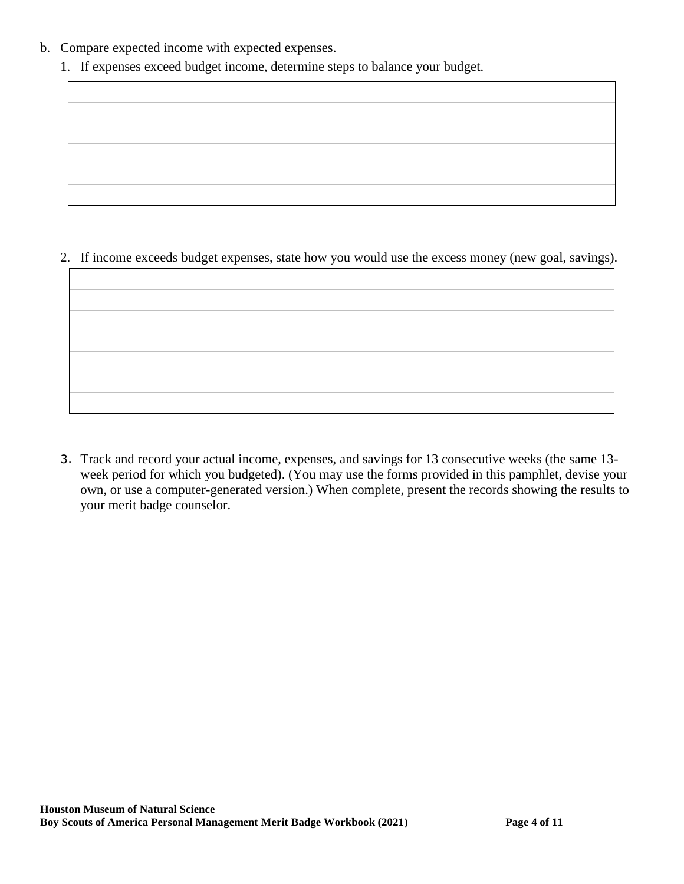b. Compare expected income with expected expenses.

   1. If expenses exceed budget income, determine steps to balance your budget.

| |
|---|
| |
| |
| |
| |
| |

   2. If income exceeds budget expenses, state how you would use the excess money (new goal, savings).

| |
|---|
| |
| |
| |
| |
| |
| |

   3. Track and record your actual income, expenses, and savings for 13 consecutive weeks (the same 13-week period for which you budgeted). (You may use the forms provided in this pamphlet, devise your own, or use a computer-generated version.) When complete, present the records showing the results to your merit badge counselor.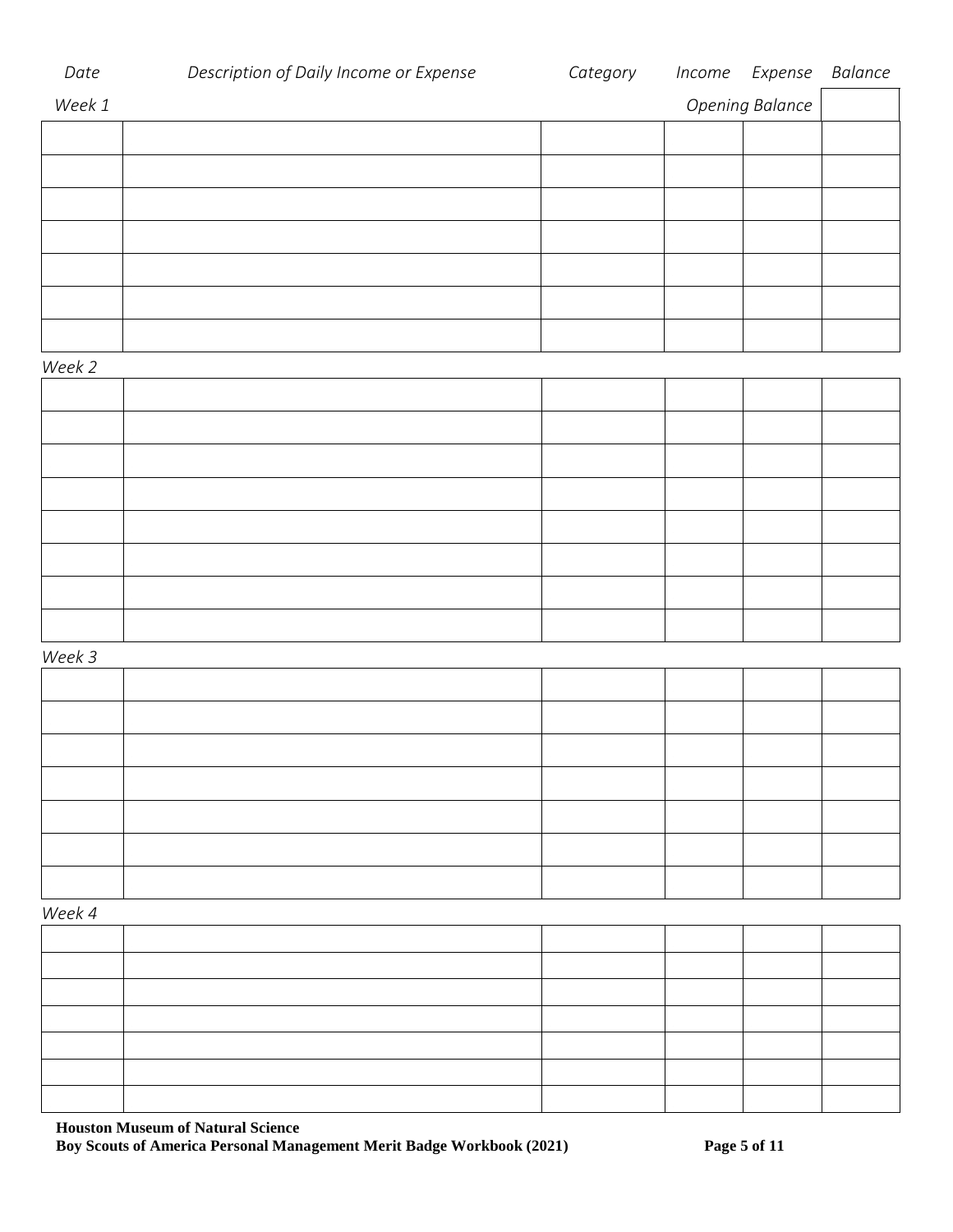| *Date* | *Description of Daily Income or Expense* | *Category* | *Income* | *Expense* | *Balance* |
|---|---|---|---|---|---|
| *Week 1* | | | *Opening Balance* | | |
| | | | | | |
| | | | | | |
| | | | | | |
| | | | | | |
| | | | | | |
| | | | | | |
| | | | | | |

*Week 2*

| | | | | | |
|---|---|---|---|---|---|
| | | | | | |
| | | | | | |
| | | | | | |
| | | | | | |
| | | | | | |
| | | | | | |
| | | | | | |
| | | | | | |

*Week 3*

| | | | | | |
|---|---|---|---|---|---|
| | | | | | |
| | | | | | |
| | | | | | |
| | | | | | |
| | | | | | |
| | | | | | |
| | | | | | |

*Week 4*

| | | | | | |
|---|---|---|---|---|---|
| | | | | | |
| | | | | | |
| | | | | | |
| | | | | | |
| | | | | | |
| | | | | | |
| | | | | | |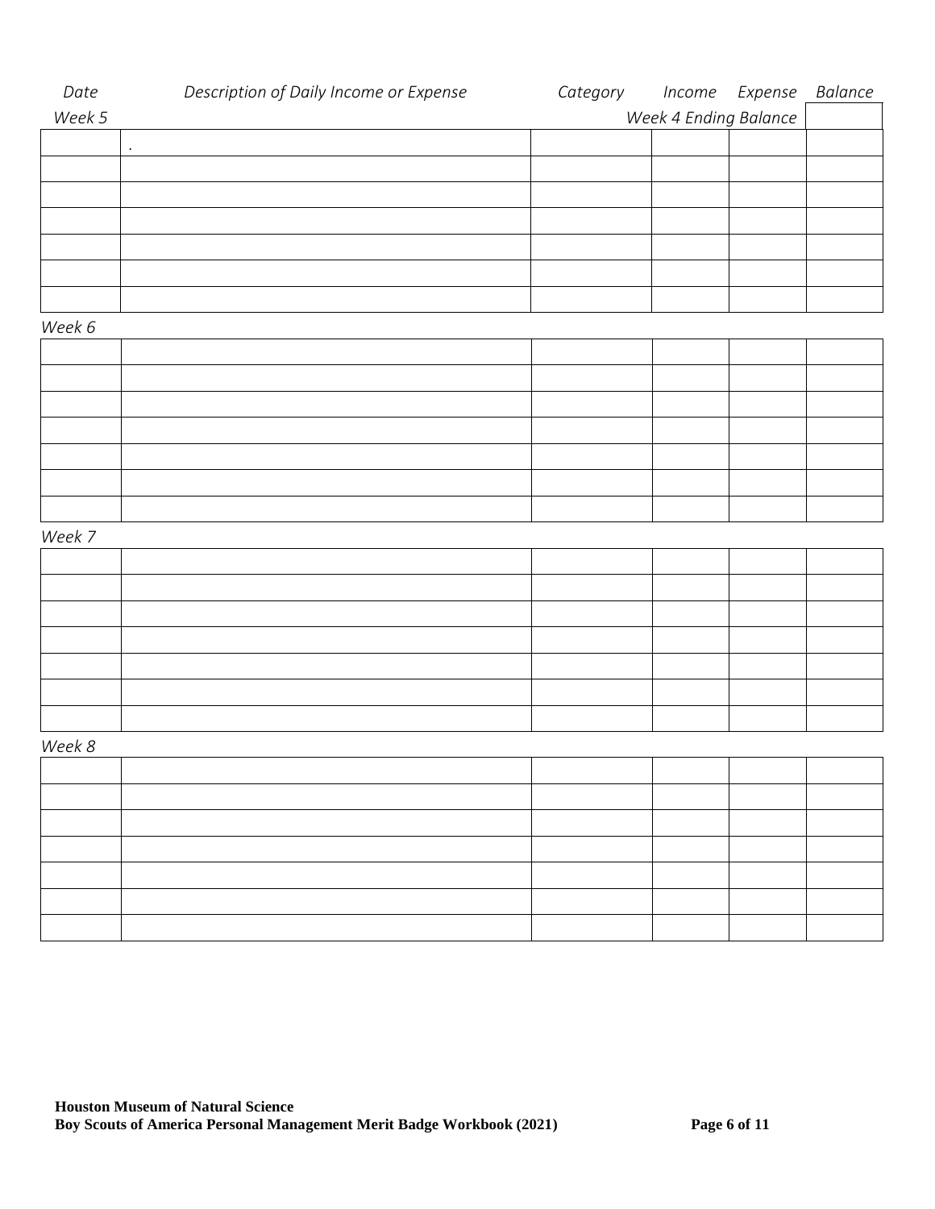| Date | Description of Daily Income or Expense | Category | Income | Expense | Balance |
|---|---|---|---|---|---|
| Week 5 | | | Week 4 Ending Balance | | |
| | . | | | | |
| | | | | | |
| | | | | | |
| | | | | | |
| | | | | | |
| | | | | | |
| | | | | | |
| Week 6 | | | | | |
| | | | | | |
| | | | | | |
| | | | | | |
| | | | | | |
| | | | | | |
| | | | | | |
| | | | | | |
| Week 7 | | | | | |
| | | | | | |
| | | | | | |
| | | | | | |
| | | | | | |
| | | | | | |
| | | | | | |
| | | | | | |
| Week 8 | | | | | |
| | | | | | |
| | | | | | |
| | | | | | |
| | | | | | |
| | | | | | |
| | | | | | |
| | | | | | |

**Houston Museum of Natural Science**
**Boy Scouts of America Personal Management Merit Badge Workbook (2021)**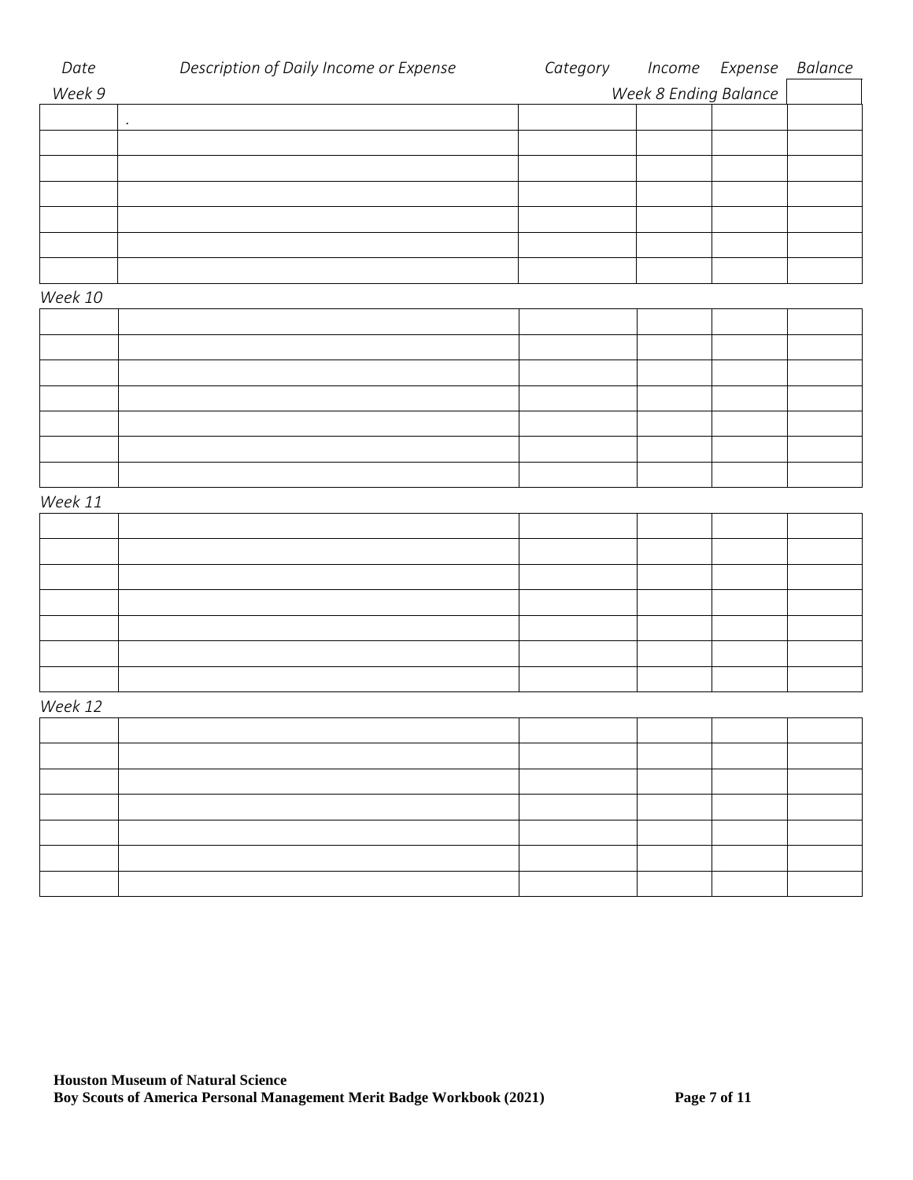| Date | Description of Daily Income or Expense | Category | Income | Expense | Balance |
|---|---|---|---|---|---|
| *Week 9* | | | *Week 8 Ending Balance* | | |
| | . | | | | |
| | | | | | |
| | | | | | |
| | | | | | |
| | | | | | |
| | | | | | |
| | | | | | |

*Week 10*

| Date | Description of Daily Income or Expense | Category | Income | Expense | Balance |
|---|---|---|---|---|---|
| | | | | | |
| | | | | | |
| | | | | | |
| | | | | | |
| | | | | | |
| | | | | | |
| | | | | | |

*Week 11*

| Date | Description of Daily Income or Expense | Category | Income | Expense | Balance |
|---|---|---|---|---|---|
| | | | | | |
| | | | | | |
| | | | | | |
| | | | | | |
| | | | | | |
| | | | | | |
| | | | | | |

*Week 12*

| Date | Description of Daily Income or Expense | Category | Income | Expense | Balance |
|---|---|---|---|---|---|
| | | | | | |
| | | | | | |
| | | | | | |
| | | | | | |
| | | | | | |
| | | | | | |
| | | | | | |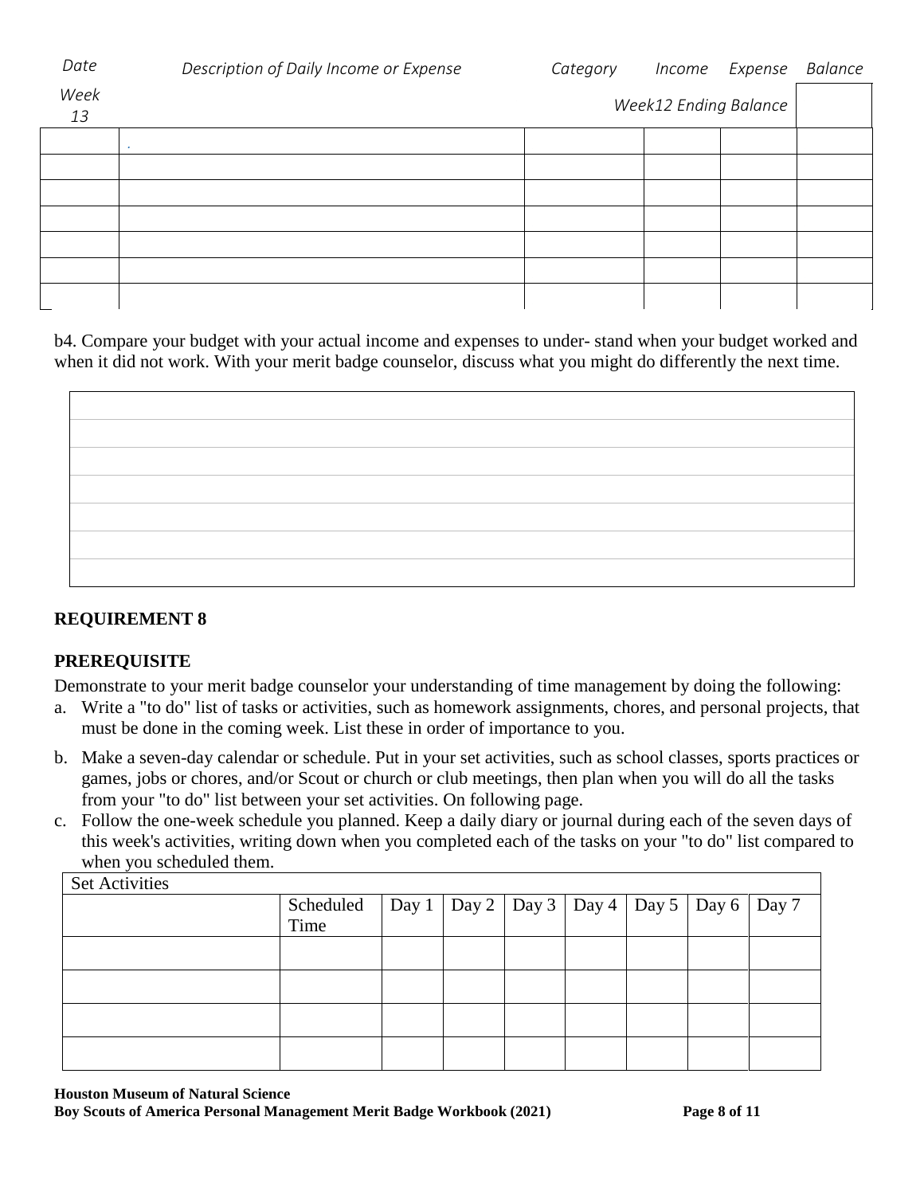| Date | Description of Daily Income or Expense | Category | Income | Expense | Balance |
|---|---|---|---|---|---|
| Week 13 | | Week12 Ending Balance | | | |
| | . | | | | |
| | | | | | |
| | | | | | |
| | | | | | |
| | | | | | |
| | | | | | |
| | | | | | |

b4. Compare your budget with your actual income and expenses to under- stand when your budget worked and when it did not work. With your merit badge counselor, discuss what you might do differently the next time.

| |
|---|
| |
| |
| |
| |
| |
| |
| |

**REQUIREMENT 8**

**PREREQUISITE**

Demonstrate to your merit badge counselor your understanding of time management by doing the following:

a. Write a "to do" list of tasks or activities, such as homework assignments, chores, and personal projects, that must be done in the coming week. List these in order of importance to you.

b. Make a seven-day calendar or schedule. Put in your set activities, such as school classes, sports practices or games, jobs or chores, and/or Scout or church or club meetings, then plan when you will do all the tasks from your "to do" list between your set activities. On following page.

c. Follow the one-week schedule you planned. Keep a daily diary or journal during each of the seven days of this week's activities, writing down when you completed each of the tasks on your "to do" list compared to when you scheduled them.

| Set Activities | | | | | | | | |
|---|---|---|---|---|---|---|---|---|
| | Scheduled Time | Day 1 | Day 2 | Day 3 | Day 4 | Day 5 | Day 6 | Day 7 |
| | | | | | | | | |
| | | | | | | | | |
| | | | | | | | | |
| | | | | | | | | |

**Houston Museum of Natural Science**
**Boy Scouts of America Personal Management Merit Badge Workbook (2021)**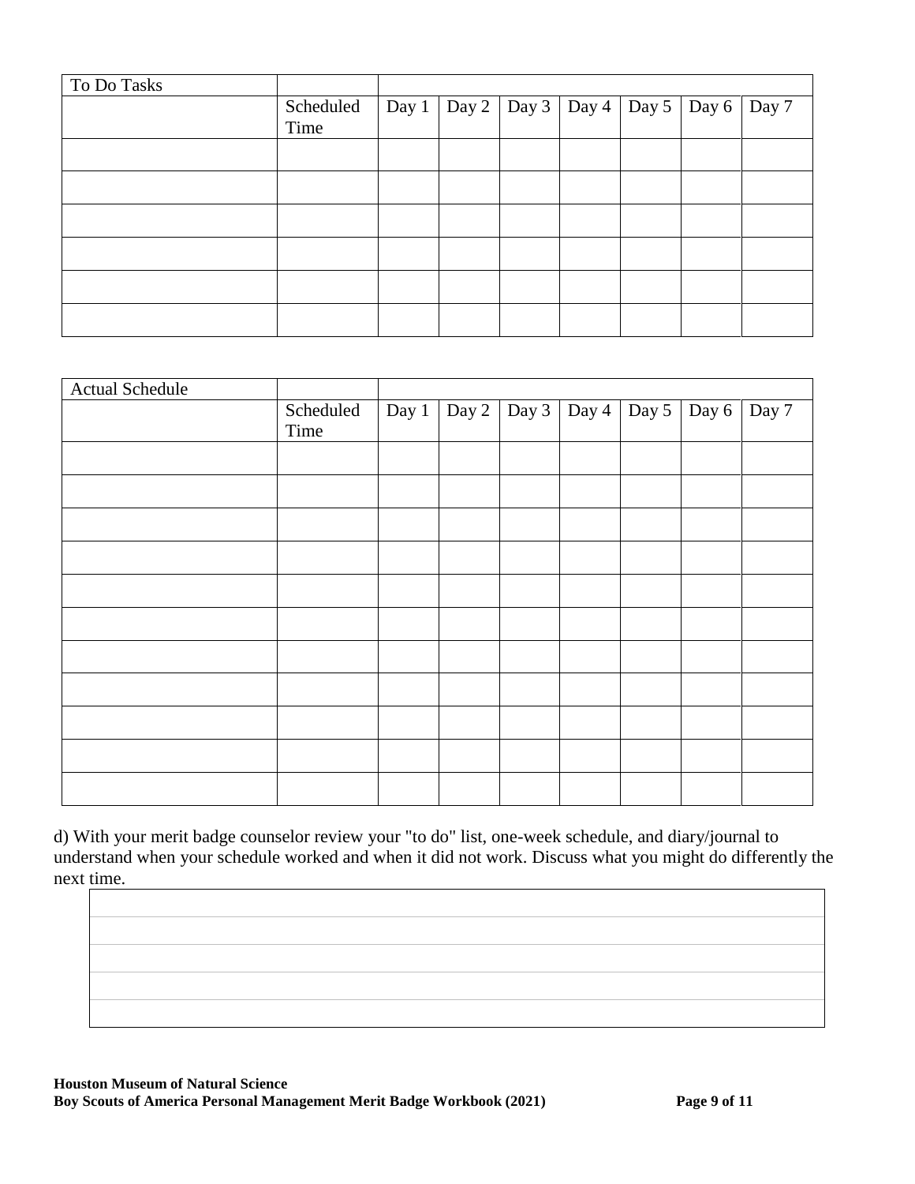| To Do Tasks | | | | | | | | |
|---|---|---|---|---|---|---|---|---|
| | Scheduled Time | Day 1 | Day 2 | Day 3 | Day 4 | Day 5 | Day 6 | Day 7 |
| | | | | | | | | |
| | | | | | | | | |
| | | | | | | | | |
| | | | | | | | | |
| | | | | | | | | |
| | | | | | | | | |

| Actual Schedule | | | | | | | | |
|---|---|---|---|---|---|---|---|---|
| | Scheduled Time | Day 1 | Day 2 | Day 3 | Day 4 | Day 5 | Day 6 | Day 7 |
| | | | | | | | | |
| | | | | | | | | |
| | | | | | | | | |
| | | | | | | | | |
| | | | | | | | | |
| | | | | | | | | |
| | | | | | | | | |
| | | | | | | | | |
| | | | | | | | | |
| | | | | | | | | |
| | | | | | | | | |

d) With your merit badge counselor review your "to do" list, one-week schedule, and diary/journal to understand when your schedule worked and when it did not work. Discuss what you might do differently the next time.

| |
|---|
| |
| |
| |
| |
| |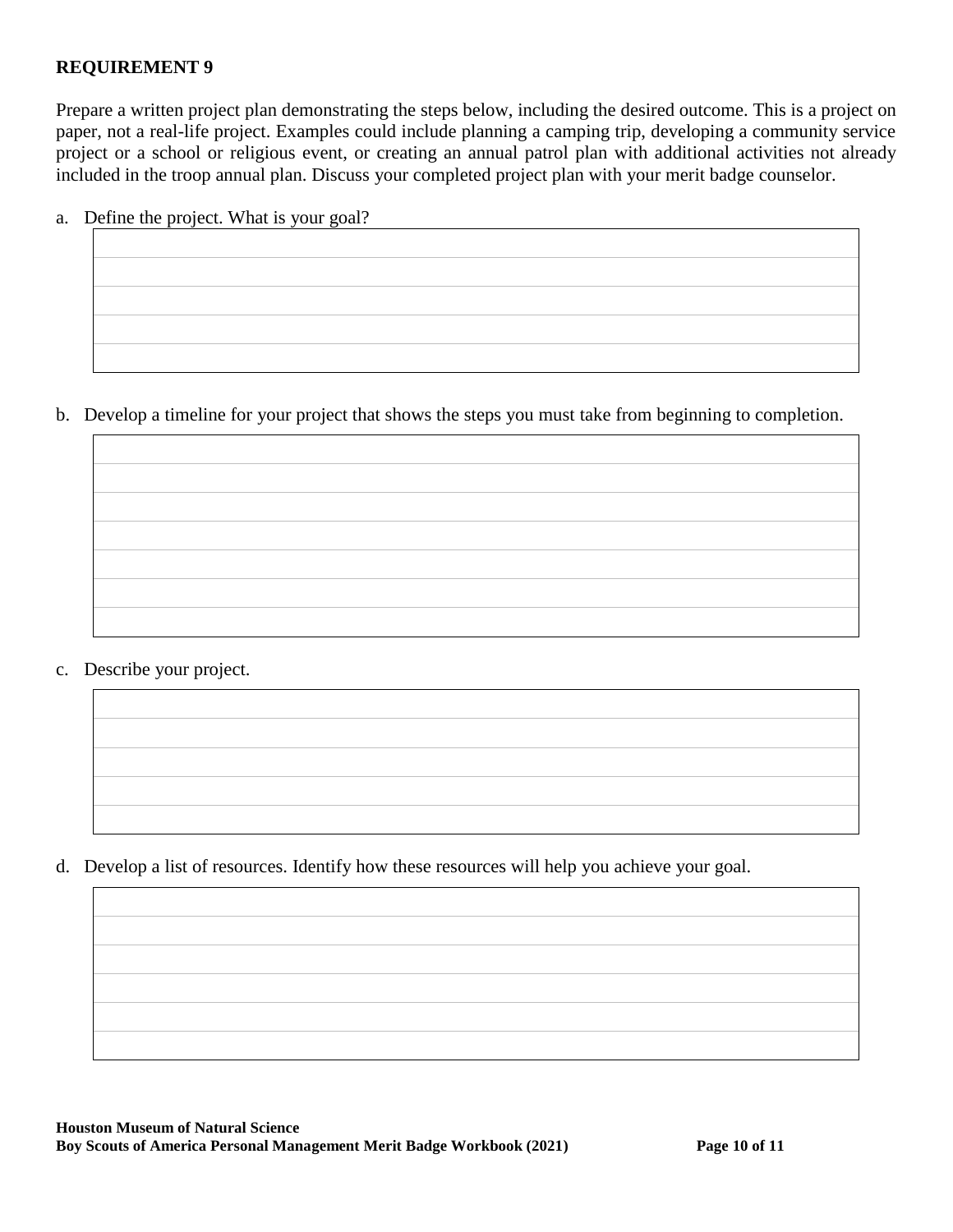**REQUIREMENT 9**

Prepare a written project plan demonstrating the steps below, including the desired outcome. This is a project on paper, not a real-life project. Examples could include planning a camping trip, developing a community service project or a school or religious event, or creating an annual patrol plan with additional activities not already included in the troop annual plan. Discuss your completed project plan with your merit badge counselor.

a. Define the project. What is your goal?

b. Develop a timeline for your project that shows the steps you must take from beginning to completion.

c. Describe your project.

d. Develop a list of resources. Identify how these resources will help you achieve your goal.

**Houston Museum of Natural Science**
**Boy Scouts of America Personal Management Merit Badge Workbook (2021)**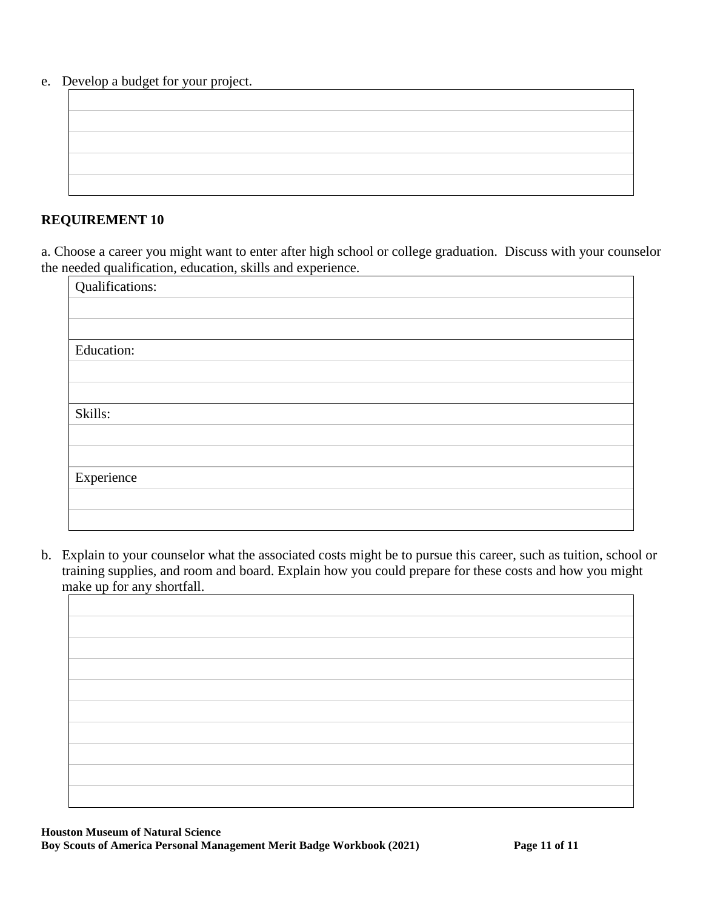e. Develop a budget for your project.

| |
|---|
| |
| |
| |
| |
| |

### REQUIREMENT 10

a. Choose a career you might want to enter after high school or college graduation. Discuss with your counselor the needed qualification, education, skills and experience.

| |
|---|
| Qualifications: |
| |
| |
| Education: |
| |
| |
| Skills: |
| |
| |
| Experience |
| |
| |

b. Explain to your counselor what the associated costs might be to pursue this career, such as tuition, school or training supplies, and room and board. Explain how you could prepare for these costs and how you might make up for any shortfall.

| |
|---|
| |
| |
| |
| |
| |
| |
| |
| |
| |
| |